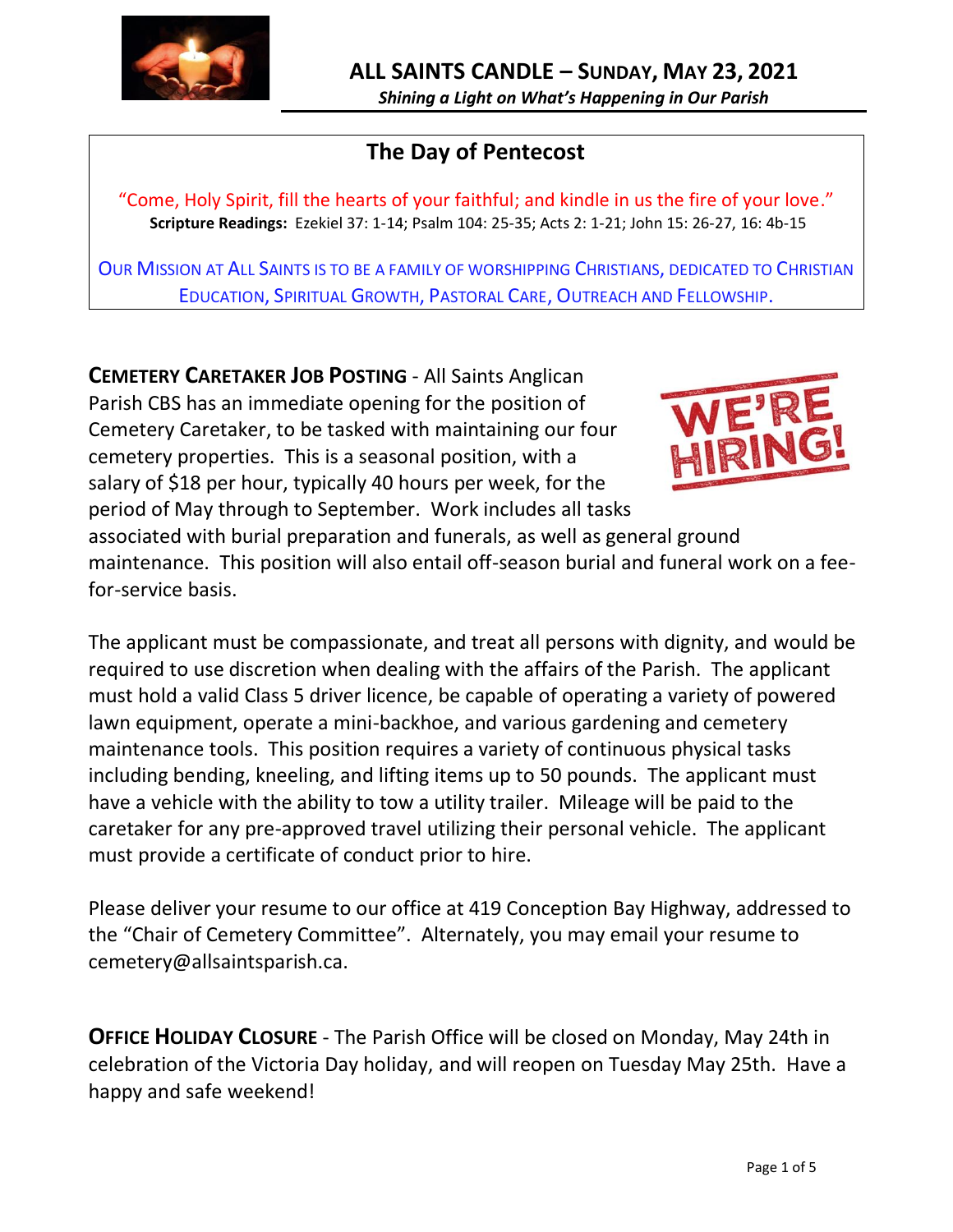# ALL SAINTS CANDLE – SUNDAY, MAY 23, 2021

*Shining a Light on What's Happening in Our Parish*

## The Day of Pentecost

"Come, Holy Spirit, fill the hearts of your faithful; and kindle in us the fire of your love."

**Scripture Readings:** Ezekiel 37: 1-14; Psalm 104: 25-35; Acts 2: 1-21; John 15: 26-27, 16: 4b-15

OUR MISSION AT ALL SAINTS IS TO BE A FAMILY OF WORSHIPPING CHRISTIANS, DEDICATED TO CHRISTIAN EDUCATION, SPIRITUAL GROWTH, PASTORAL CARE, OUTREACH AND FELLOWSHIP.

**CEMETERY CARETAKER JOB POSTING** - All Saints Anglican Parish CBS has an immediate opening for the position of Cemetery Caretaker, to be tasked with maintaining our four cemetery properties. This is a seasonal position, with a salary of $18 per hour, typically 40 hours per week, for the period of May through to September. Work includes all tasks associated with burial preparation and funerals, as well as general ground maintenance. This position will also entail off-season burial and funeral work on a fee-for-service basis.

The applicant must be compassionate, and treat all persons with dignity, and would be required to use discretion when dealing with the affairs of the Parish. The applicant must hold a valid Class 5 driver licence, be capable of operating a variety of powered lawn equipment, operate a mini-backhoe, and various gardening and cemetery maintenance tools. This position requires a variety of continuous physical tasks including bending, kneeling, and lifting items up to 50 pounds. The applicant must have a vehicle with the ability to tow a utility trailer. Mileage will be paid to the caretaker for any pre-approved travel utilizing their personal vehicle. The applicant must provide a certificate of conduct prior to hire.

Please deliver your resume to our office at 419 Conception Bay Highway, addressed to the "Chair of Cemetery Committee". Alternately, you may email your resume to cemetery@allsaintsparish.ca.

**OFFICE HOLIDAY CLOSURE** - The Parish Office will be closed on Monday, May 24th in celebration of the Victoria Day holiday, and will reopen on Tuesday May 25th. Have a happy and safe weekend!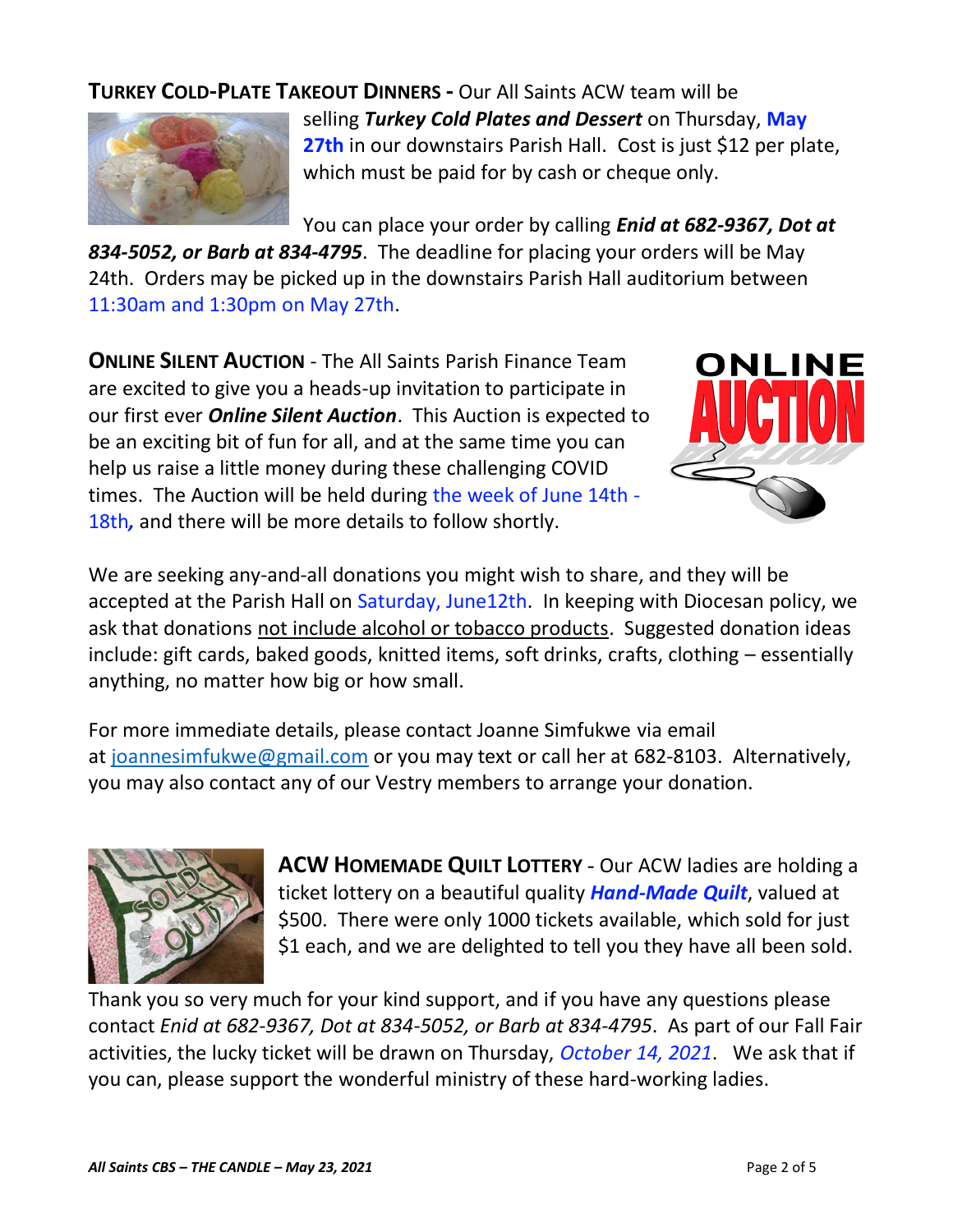**TURKEY COLD-PLATE TAKEOUT DINNERS -** Our All Saints ACW team will be selling ***Turkey Cold Plates and Dessert*** on Thursday, **May 27th** in our downstairs Parish Hall. Cost is just $12 per plate, which must be paid for by cash or cheque only.

You can place your order by calling ***Enid at 682-9367, Dot at 834-5052, or Barb at 834-4795***. The deadline for placing your orders will be May 24th. Orders may be picked up in the downstairs Parish Hall auditorium between 11:30am and 1:30pm on May 27th.

**ONLINE SILENT AUCTION** - The All Saints Parish Finance Team are excited to give you a heads-up invitation to participate in our first ever ***Online Silent Auction***. This Auction is expected to be an exciting bit of fun for all, and at the same time you can help us raise a little money during these challenging COVID times. The Auction will be held during the week of June 14th - 18th, and there will be more details to follow shortly.

We are seeking any-and-all donations you might wish to share, and they will be accepted at the Parish Hall on Saturday, June12th. In keeping with Diocesan policy, we ask that donations not include alcohol or tobacco products. Suggested donation ideas include: gift cards, baked goods, knitted items, soft drinks, crafts, clothing – essentially anything, no matter how big or how small.

For more immediate details, please contact Joanne Simfukwe via email at joannesimfukwe@gmail.com or you may text or call her at 682-8103. Alternatively, you may also contact any of our Vestry members to arrange your donation.

**ACW HOMEMADE QUILT LOTTERY** - Our ACW ladies are holding a ticket lottery on a beautiful quality ***Hand-Made Quilt***, valued at $500. There were only 1000 tickets available, which sold for just $1 each, and we are delighted to tell you they have all been sold.

Thank you so very much for your kind support, and if you have any questions please contact *Enid at 682-9367, Dot at 834-5052, or Barb at 834-4795*. As part of our Fall Fair activities, the lucky ticket will be drawn on Thursday, *October 14, 2021*. We ask that if you can, please support the wonderful ministry of these hard-working ladies.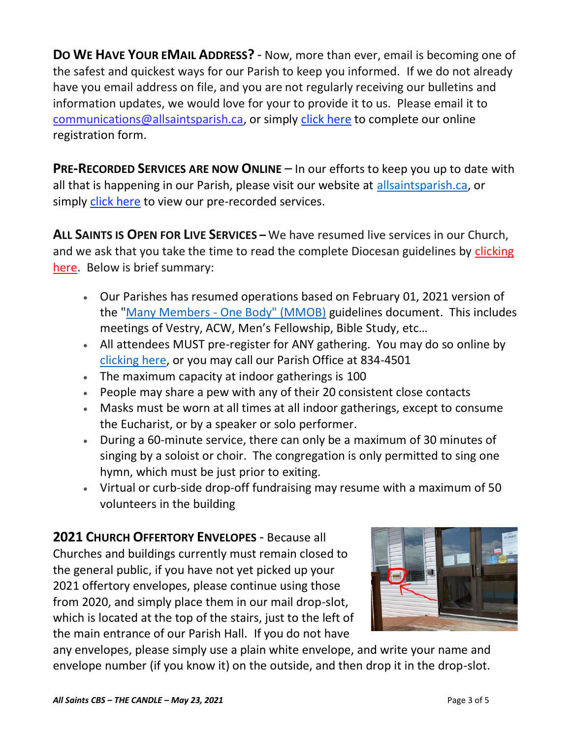**DO WE HAVE YOUR EMAIL ADDRESS?** - Now, more than ever, email is becoming one of the safest and quickest ways for our Parish to keep you informed. If we do not already have you email address on file, and you are not regularly receiving our bulletins and information updates, we would love for your to provide it to us. Please email it to communications@allsaintsparish.ca, or simply click here to complete our online registration form.

**PRE-RECORDED SERVICES ARE NOW ONLINE** – In our efforts to keep you up to date with all that is happening in our Parish, please visit our website at allsaintsparish.ca, or simply click here to view our pre-recorded services.

**ALL SAINTS IS OPEN FOR LIVE SERVICES** – We have resumed live services in our Church, and we ask that you take the time to read the complete Diocesan guidelines by clicking here. Below is brief summary:

- Our Parishes has resumed operations based on February 01, 2021 version of the "Many Members - One Body" (MMOB) guidelines document. This includes meetings of Vestry, ACW, Men's Fellowship, Bible Study, etc…
- All attendees MUST pre-register for ANY gathering. You may do so online by clicking here, or you may call our Parish Office at 834-4501
- The maximum capacity at indoor gatherings is 100
- People may share a pew with any of their 20 consistent close contacts
- Masks must be worn at all times at all indoor gatherings, except to consume the Eucharist, or by a speaker or solo performer.
- During a 60-minute service, there can only be a maximum of 30 minutes of singing by a soloist or choir. The congregation is only permitted to sing one hymn, which must be just prior to exiting.
- Virtual or curb-side drop-off fundraising may resume with a maximum of 50 volunteers in the building

**2021 CHURCH OFFERTORY ENVELOPES** - Because all Churches and buildings currently must remain closed to the general public, if you have not yet picked up your 2021 offertory envelopes, please continue using those from 2020, and simply place them in our mail drop-slot, which is located at the top of the stairs, just to the left of the main entrance of our Parish Hall. If you do not have any envelopes, please simply use a plain white envelope, and write your name and envelope number (if you know it) on the outside, and then drop it in the drop-slot.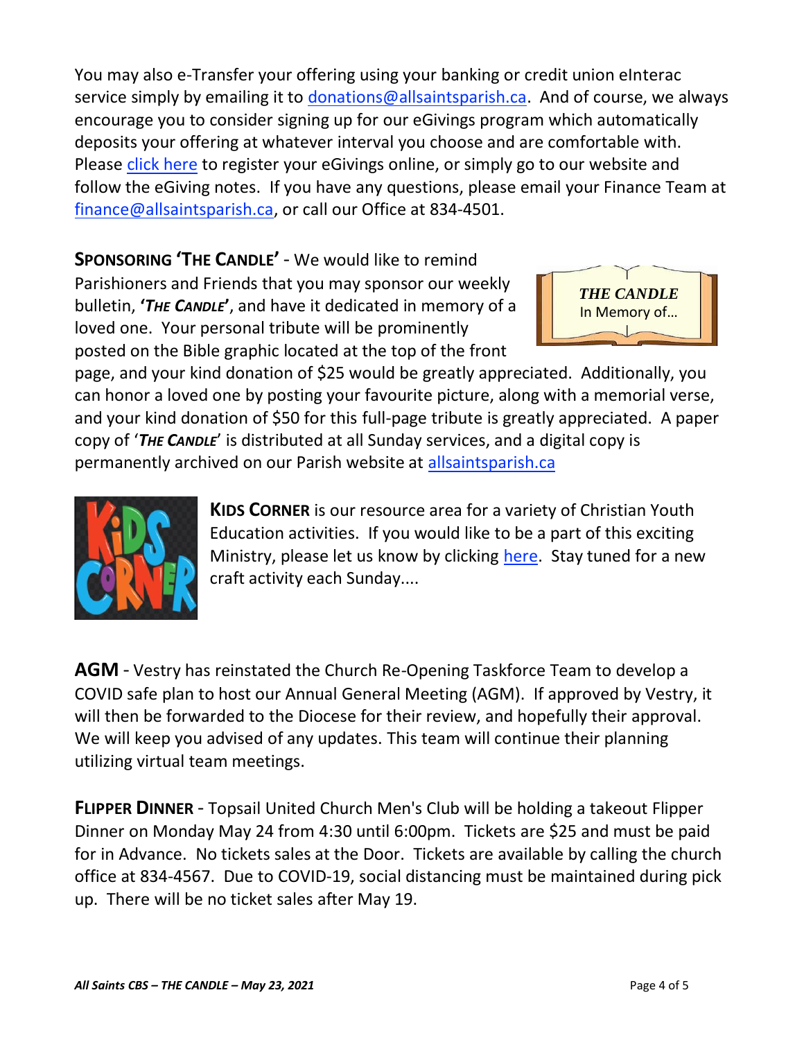You may also e-Transfer your offering using your banking or credit union eInterac service simply by emailing it to donations@allsaintsparish.ca. And of course, we always encourage you to consider signing up for our eGivings program which automatically deposits your offering at whatever interval you choose and are comfortable with. Please click here to register your eGivings online, or simply go to our website and follow the eGiving notes. If you have any questions, please email your Finance Team at finance@allsaintsparish.ca, or call our Office at 834-4501.

**SPONSORING 'THE CANDLE'** - We would like to remind Parishioners and Friends that you may sponsor our weekly bulletin, **'*THE CANDLE*'**, and have it dedicated in memory of a loved one. Your personal tribute will be prominently posted on the Bible graphic located at the top of the front page, and your kind donation of $25 would be greatly appreciated. Additionally, you can honor a loved one by posting your favourite picture, along with a memorial verse, and your kind donation of $50 for this full-page tribute is greatly appreciated. A paper copy of '***THE CANDLE***' is distributed at all Sunday services, and a digital copy is permanently archived on our Parish website at allsaintsparish.ca

***THE CANDLE***
In Memory of…

**KIDS CORNER** is our resource area for a variety of Christian Youth Education activities. If you would like to be a part of this exciting Ministry, please let us know by clicking here. Stay tuned for a new craft activity each Sunday....

**AGM** - Vestry has reinstated the Church Re-Opening Taskforce Team to develop a COVID safe plan to host our Annual General Meeting (AGM). If approved by Vestry, it will then be forwarded to the Diocese for their review, and hopefully their approval. We will keep you advised of any updates. This team will continue their planning utilizing virtual team meetings.

**FLIPPER DINNER** - Topsail United Church Men's Club will be holding a takeout Flipper Dinner on Monday May 24 from 4:30 until 6:00pm. Tickets are $25 and must be paid for in Advance. No tickets sales at the Door. Tickets are available by calling the church office at 834-4567. Due to COVID-19, social distancing must be maintained during pick up. There will be no ticket sales after May 19.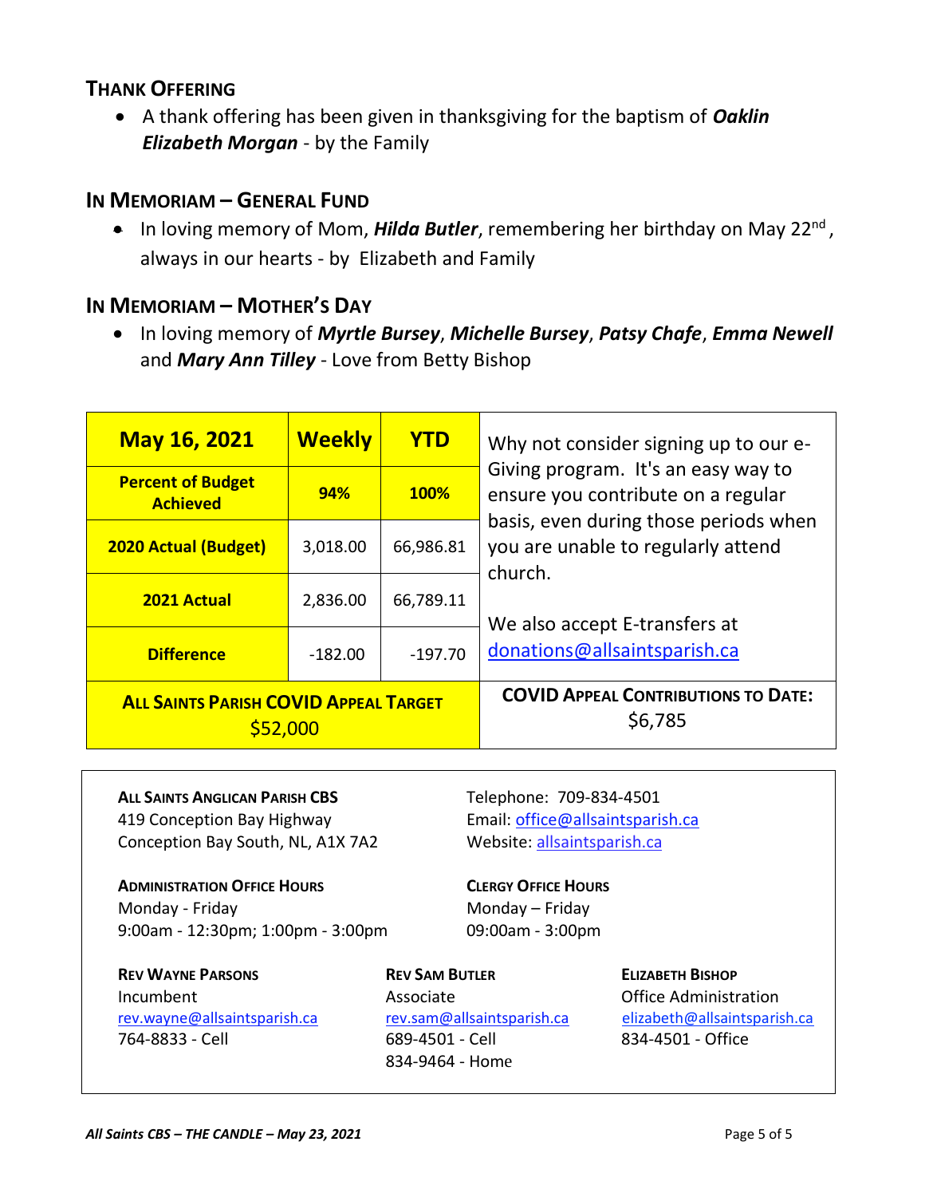## THANK OFFERING

- A thank offering has been given in thanksgiving for the baptism of ***Oaklin Elizabeth Morgan*** - by the Family

## IN MEMORIAM – GENERAL FUND

- In loving memory of Mom, ***Hilda Butler***, remembering her birthday on May 22nd, always in our hearts - by Elizabeth and Family

## IN MEMORIAM – MOTHER'S DAY

- In loving memory of ***Myrtle Bursey***, ***Michelle Bursey***, ***Patsy Chafe***, ***Emma Newell*** and ***Mary Ann Tilley*** - Love from Betty Bishop

| May 16, 2021 | Weekly | YTD |
|---|---|---|
| **Percent of Budget Achieved** | **94%** | **100%** |
| **2020 Actual (Budget)** | 3,018.00 | 66,986.81 |
| **2021 Actual** | 2,836.00 | 66,789.11 |
| **Difference** | -182.00 | -197.70 |

Why not consider signing up to our e-Giving program. It's an easy way to ensure you contribute on a regular basis, even during those periods when you are unable to regularly attend church.

We also accept E-transfers at donations@allsaintsparish.ca

**ALL SAINTS PARISH COVID APPEAL TARGET**
$52,000

**COVID APPEAL CONTRIBUTIONS TO DATE:**
$6,785

**ALL SAINTS ANGLICAN PARISH CBS**
419 Conception Bay Highway
Conception Bay South, NL, A1X 7A2

Telephone: 709-834-4501
Email: office@allsaintsparish.ca
Website: allsaintsparish.ca

**ADMINISTRATION OFFICE HOURS**
Monday - Friday
9:00am - 12:30pm; 1:00pm - 3:00pm

**CLERGY OFFICE HOURS**
Monday – Friday
09:00am - 3:00pm

**REV WAYNE PARSONS**
Incumbent
rev.wayne@allsaintsparish.ca
764-8833 - Cell

**REV SAM BUTLER**
Associate
rev.sam@allsaintsparish.ca
689-4501 - Cell
834-9464 - Home

**ELIZABETH BISHOP**
Office Administration
elizabeth@allsaintsparish.ca
834-4501 - Office